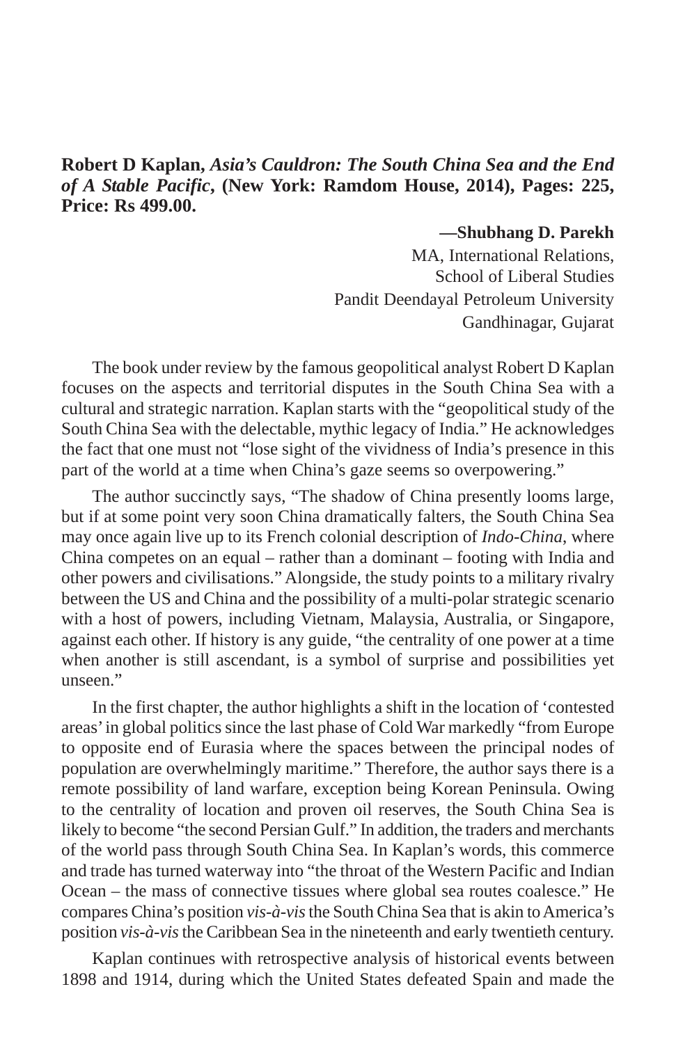**Robert D Kaplan, *Asia's Cauldron: The South China Sea and the End of A Stable Pacific*, (New York: Ramdom House, 2014), Pages: 225, Price: Rs 499.00.**

**—Shubhang D. Parekh**
MA, International Relations,
School of Liberal Studies
Pandit Deendayal Petroleum University
Gandhinagar, Gujarat

The book under review by the famous geopolitical analyst Robert D Kaplan focuses on the aspects and territorial disputes in the South China Sea with a cultural and strategic narration. Kaplan starts with the "geopolitical study of the South China Sea with the delectable, mythic legacy of India." He acknowledges the fact that one must not "lose sight of the vividness of India's presence in this part of the world at a time when China's gaze seems so overpowering."

The author succinctly says, "The shadow of China presently looms large, but if at some point very soon China dramatically falters, the South China Sea may once again live up to its French colonial description of *Indo-China*, where China competes on an equal – rather than a dominant – footing with India and other powers and civilisations." Alongside, the study points to a military rivalry between the US and China and the possibility of a multi-polar strategic scenario with a host of powers, including Vietnam, Malaysia, Australia, or Singapore, against each other. If history is any guide, "the centrality of one power at a time when another is still ascendant, is a symbol of surprise and possibilities yet unseen."

In the first chapter, the author highlights a shift in the location of 'contested areas' in global politics since the last phase of Cold War markedly "from Europe to opposite end of Eurasia where the spaces between the principal nodes of population are overwhelmingly maritime." Therefore, the author says there is a remote possibility of land warfare, exception being Korean Peninsula. Owing to the centrality of location and proven oil reserves, the South China Sea is likely to become "the second Persian Gulf." In addition, the traders and merchants of the world pass through South China Sea. In Kaplan's words, this commerce and trade has turned waterway into "the throat of the Western Pacific and Indian Ocean – the mass of connective tissues where global sea routes coalesce." He compares China's position *vis-à-vis* the South China Sea that is akin to America's position *vis-à-vis* the Caribbean Sea in the nineteenth and early twentieth century.

Kaplan continues with retrospective analysis of historical events between 1898 and 1914, during which the United States defeated Spain and made the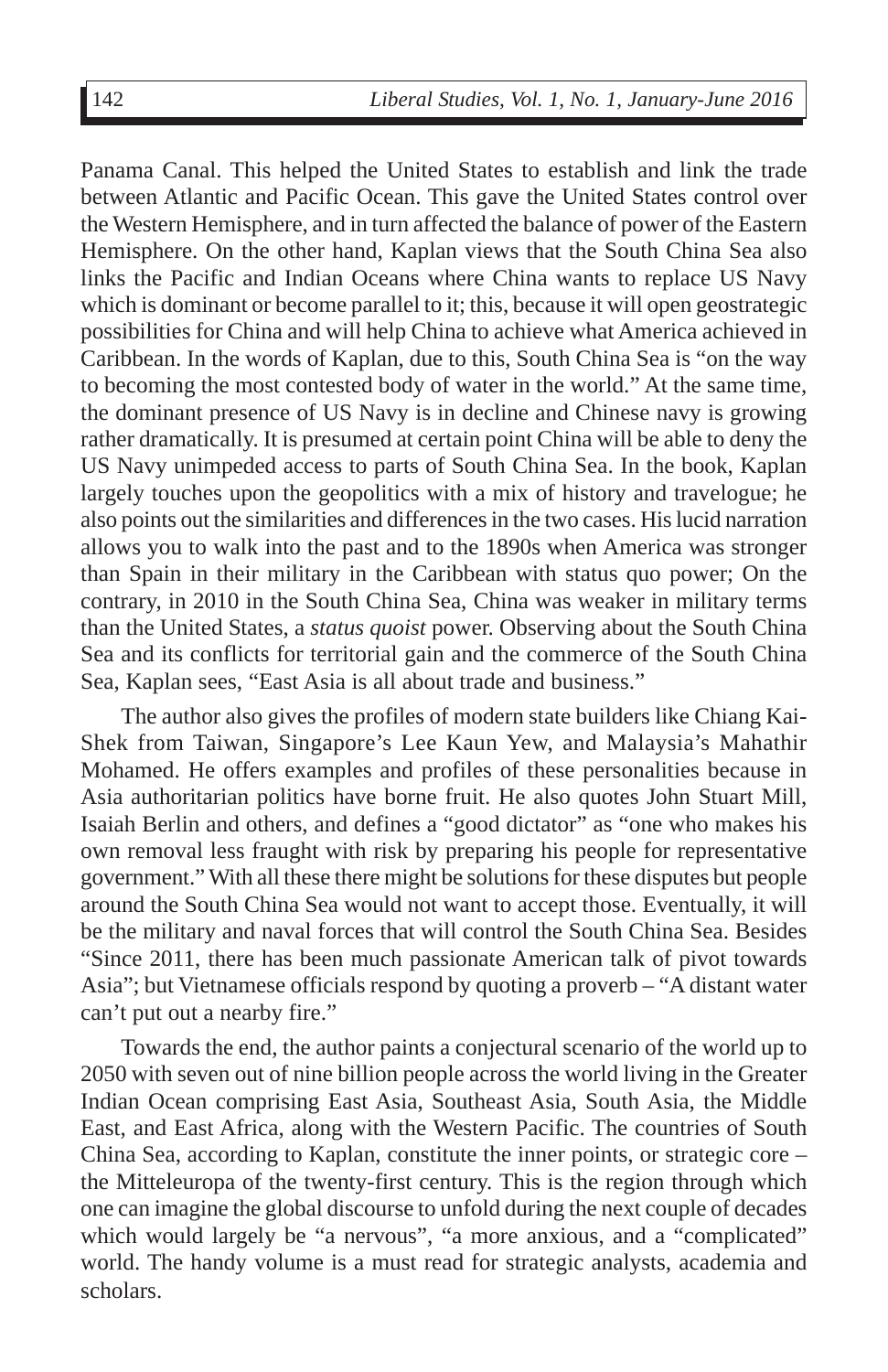Panama Canal. This helped the United States to establish and link the trade between Atlantic and Pacific Ocean. This gave the United States control over the Western Hemisphere, and in turn affected the balance of power of the Eastern Hemisphere. On the other hand, Kaplan views that the South China Sea also links the Pacific and Indian Oceans where China wants to replace US Navy which is dominant or become parallel to it; this, because it will open geostrategic possibilities for China and will help China to achieve what America achieved in Caribbean. In the words of Kaplan, due to this, South China Sea is "on the way to becoming the most contested body of water in the world." At the same time, the dominant presence of US Navy is in decline and Chinese navy is growing rather dramatically. It is presumed at certain point China will be able to deny the US Navy unimpeded access to parts of South China Sea. In the book, Kaplan largely touches upon the geopolitics with a mix of history and travelogue; he also points out the similarities and differences in the two cases. His lucid narration allows you to walk into the past and to the 1890s when America was stronger than Spain in their military in the Caribbean with status quo power; On the contrary, in 2010 in the South China Sea, China was weaker in military terms than the United States, a *status quoist* power. Observing about the South China Sea and its conflicts for territorial gain and the commerce of the South China Sea, Kaplan sees, "East Asia is all about trade and business."

The author also gives the profiles of modern state builders like Chiang Kai-Shek from Taiwan, Singapore's Lee Kaun Yew, and Malaysia's Mahathir Mohamed. He offers examples and profiles of these personalities because in Asia authoritarian politics have borne fruit. He also quotes John Stuart Mill, Isaiah Berlin and others, and defines a "good dictator" as "one who makes his own removal less fraught with risk by preparing his people for representative government." With all these there might be solutions for these disputes but people around the South China Sea would not want to accept those. Eventually, it will be the military and naval forces that will control the South China Sea. Besides "Since 2011, there has been much passionate American talk of pivot towards Asia"; but Vietnamese officials respond by quoting a proverb – "A distant water can't put out a nearby fire."

Towards the end, the author paints a conjectural scenario of the world up to 2050 with seven out of nine billion people across the world living in the Greater Indian Ocean comprising East Asia, Southeast Asia, South Asia, the Middle East, and East Africa, along with the Western Pacific. The countries of South China Sea, according to Kaplan, constitute the inner points, or strategic core – the Mitteleuropa of the twenty-first century. This is the region through which one can imagine the global discourse to unfold during the next couple of decades which would largely be "a nervous", "a more anxious, and a "complicated" world. The handy volume is a must read for strategic analysts, academia and scholars.